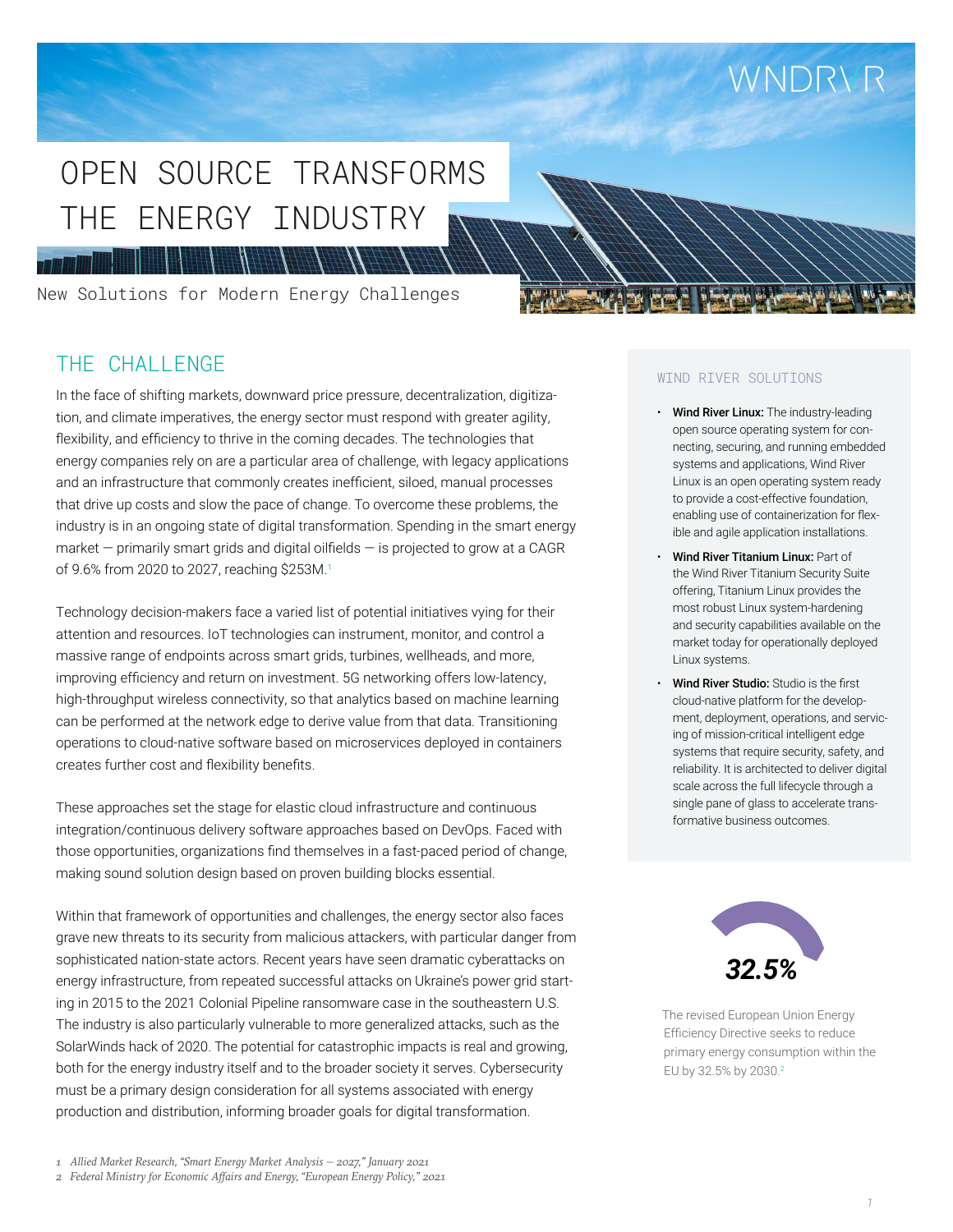WNDRVR

# OPEN SOURCE TRANSFORMS THE ENERGY INDUSTRY

New Solutions for Modern Energy Challenges

## THE CHALLENGE

In the face of shifting markets, downward price pressure, decentralization, digitization, and climate imperatives, the energy sector must respond with greater agility, flexibility, and efficiency to thrive in the coming decades. The technologies that energy companies rely on are a particular area of challenge, with legacy applications and an infrastructure that commonly creates inefficient, siloed, manual processes that drive up costs and slow the pace of change. To overcome these problems, the industry is in an ongoing state of digital transformation. Spending in the smart energy market — primarily smart grids and digital oilfields — is projected to grow at a CAGR of 9.6% from 2020 to 2027, reaching $253M.[1]

Technology decision-makers face a varied list of potential initiatives vying for their attention and resources. IoT technologies can instrument, monitor, and control a massive range of endpoints across smart grids, turbines, wellheads, and more, improving efficiency and return on investment. 5G networking offers low-latency, high-throughput wireless connectivity, so that analytics based on machine learning can be performed at the network edge to derive value from that data. Transitioning operations to cloud-native software based on microservices deployed in containers creates further cost and flexibility benefits.

These approaches set the stage for elastic cloud infrastructure and continuous integration/continuous delivery software approaches based on DevOps. Faced with those opportunities, organizations find themselves in a fast-paced period of change, making sound solution design based on proven building blocks essential.

Within that framework of opportunities and challenges, the energy sector also faces grave new threats to its security from malicious attackers, with particular danger from sophisticated nation-state actors. Recent years have seen dramatic cyberattacks on energy infrastructure, from repeated successful attacks on Ukraine's power grid starting in 2015 to the 2021 Colonial Pipeline ransomware case in the southeastern U.S. The industry is also particularly vulnerable to more generalized attacks, such as the SolarWinds hack of 2020. The potential for catastrophic impacts is real and growing, both for the energy industry itself and to the broader society it serves. Cybersecurity must be a primary design consideration for all systems associated with energy production and distribution, informing broader goals for digital transformation.

### WIND RIVER SOLUTIONS

- **Wind River Linux:** The industry-leading open source operating system for connecting, securing, and running embedded systems and applications, Wind River Linux is an open operating system ready to provide a cost-effective foundation, enabling use of containerization for flexible and agile application installations.
- **Wind River Titanium Linux:** Part of the Wind River Titanium Security Suite offering, Titanium Linux provides the most robust Linux system-hardening and security capabilities available on the market today for operationally deployed Linux systems.
- **Wind River Studio:** Studio is the first cloud-native platform for the development, deployment, operations, and servicing of mission-critical intelligent edge systems that require security, safety, and reliability. It is architected to deliver digital scale across the full lifecycle through a single pane of glass to accelerate transformative business outcomes.

**32.5%**

The revised European Union Energy Efficiency Directive seeks to reduce primary energy consumption within the EU by 32.5% by 2030.[2]

1 Allied Market Research, "Smart Energy Market Analysis – 2027," January 2021

2 Federal Ministry for Economic Affairs and Energy, "European Energy Policy," 2021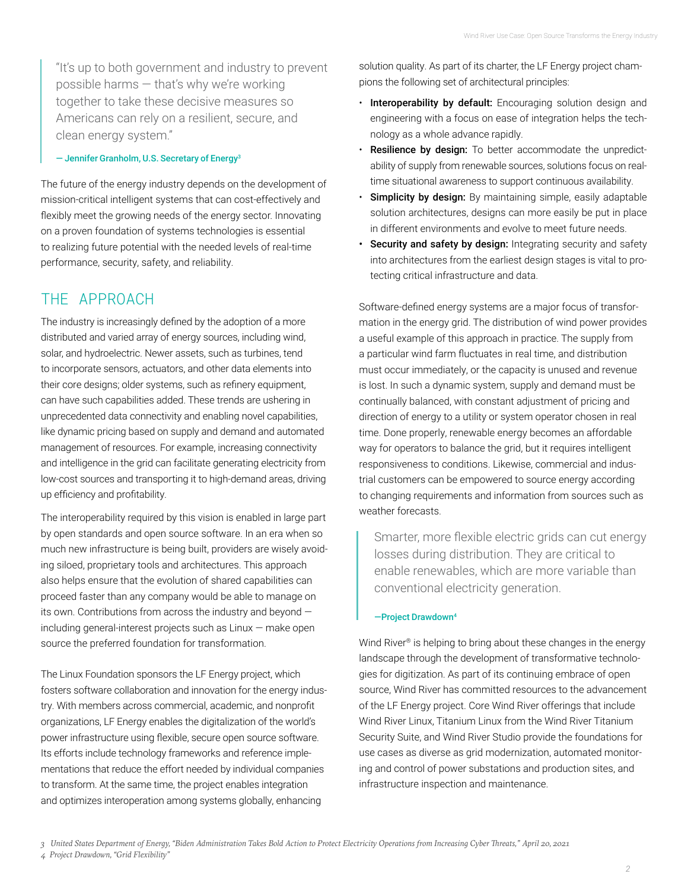> "It's up to both government and industry to prevent possible harms — that's why we're working together to take these decisive measures so Americans can rely on a resilient, secure, and clean energy system."
>
> **— Jennifer Granholm, U.S. Secretary of Energy[3]**

The future of the energy industry depends on the development of mission-critical intelligent systems that can cost-effectively and flexibly meet the growing needs of the energy sector. Innovating on a proven foundation of systems technologies is essential to realizing future potential with the needed levels of real-time performance, security, safety, and reliability.

## THE APPROACH

The industry is increasingly defined by the adoption of a more distributed and varied array of energy sources, including wind, solar, and hydroelectric. Newer assets, such as turbines, tend to incorporate sensors, actuators, and other data elements into their core designs; older systems, such as refinery equipment, can have such capabilities added. These trends are ushering in unprecedented data connectivity and enabling novel capabilities, like dynamic pricing based on supply and demand and automated management of resources. For example, increasing connectivity and intelligence in the grid can facilitate generating electricity from low-cost sources and transporting it to high-demand areas, driving up efficiency and profitability.

The interoperability required by this vision is enabled in large part by open standards and open source software. In an era when so much new infrastructure is being built, providers are wisely avoiding siloed, proprietary tools and architectures. This approach also helps ensure that the evolution of shared capabilities can proceed faster than any company would be able to manage on its own. Contributions from across the industry and beyond — including general-interest projects such as Linux — make open source the preferred foundation for transformation.

The Linux Foundation sponsors the LF Energy project, which fosters software collaboration and innovation for the energy industry. With members across commercial, academic, and nonprofit organizations, LF Energy enables the digitalization of the world's power infrastructure using flexible, secure open source software. Its efforts include technology frameworks and reference implementations that reduce the effort needed by individual companies to transform. At the same time, the project enables integration and optimizes interoperation among systems globally, enhancing solution quality. As part of its charter, the LF Energy project champions the following set of architectural principles:

- **Interoperability by default:** Encouraging solution design and engineering with a focus on ease of integration helps the technology as a whole advance rapidly.
- **Resilience by design:** To better accommodate the unpredictability of supply from renewable sources, solutions focus on real-time situational awareness to support continuous availability.
- **Simplicity by design:** By maintaining simple, easily adaptable solution architectures, designs can more easily be put in place in different environments and evolve to meet future needs.
- **Security and safety by design:** Integrating security and safety into architectures from the earliest design stages is vital to protecting critical infrastructure and data.

Software-defined energy systems are a major focus of transformation in the energy grid. The distribution of wind power provides a useful example of this approach in practice. The supply from a particular wind farm fluctuates in real time, and distribution must occur immediately, or the capacity is unused and revenue is lost. In such a dynamic system, supply and demand must be continually balanced, with constant adjustment of pricing and direction of energy to a utility or system operator chosen in real time. Done properly, renewable energy becomes an affordable way for operators to balance the grid, but it requires intelligent responsiveness to conditions. Likewise, commercial and industrial customers can be empowered to source energy according to changing requirements and information from sources such as weather forecasts.

> Smarter, more flexible electric grids can cut energy losses during distribution. They are critical to enable renewables, which are more variable than conventional electricity generation.
>
> **—Project Drawdown[4]**

Wind River® is helping to bring about these changes in the energy landscape through the development of transformative technologies for digitization. As part of its continuing embrace of open source, Wind River has committed resources to the advancement of the LF Energy project. Core Wind River offerings that include Wind River Linux, Titanium Linux from the Wind River Titanium Security Suite, and Wind River Studio provide the foundations for use cases as diverse as grid modernization, automated monitoring and control of power substations and production sites, and infrastructure inspection and maintenance.

---

3 *United States Department of Energy, "Biden Administration Takes Bold Action to Protect Electricity Operations from Increasing Cyber Threats," April 20, 2021*

4 *Project Drawdown, "Grid Flexibility"*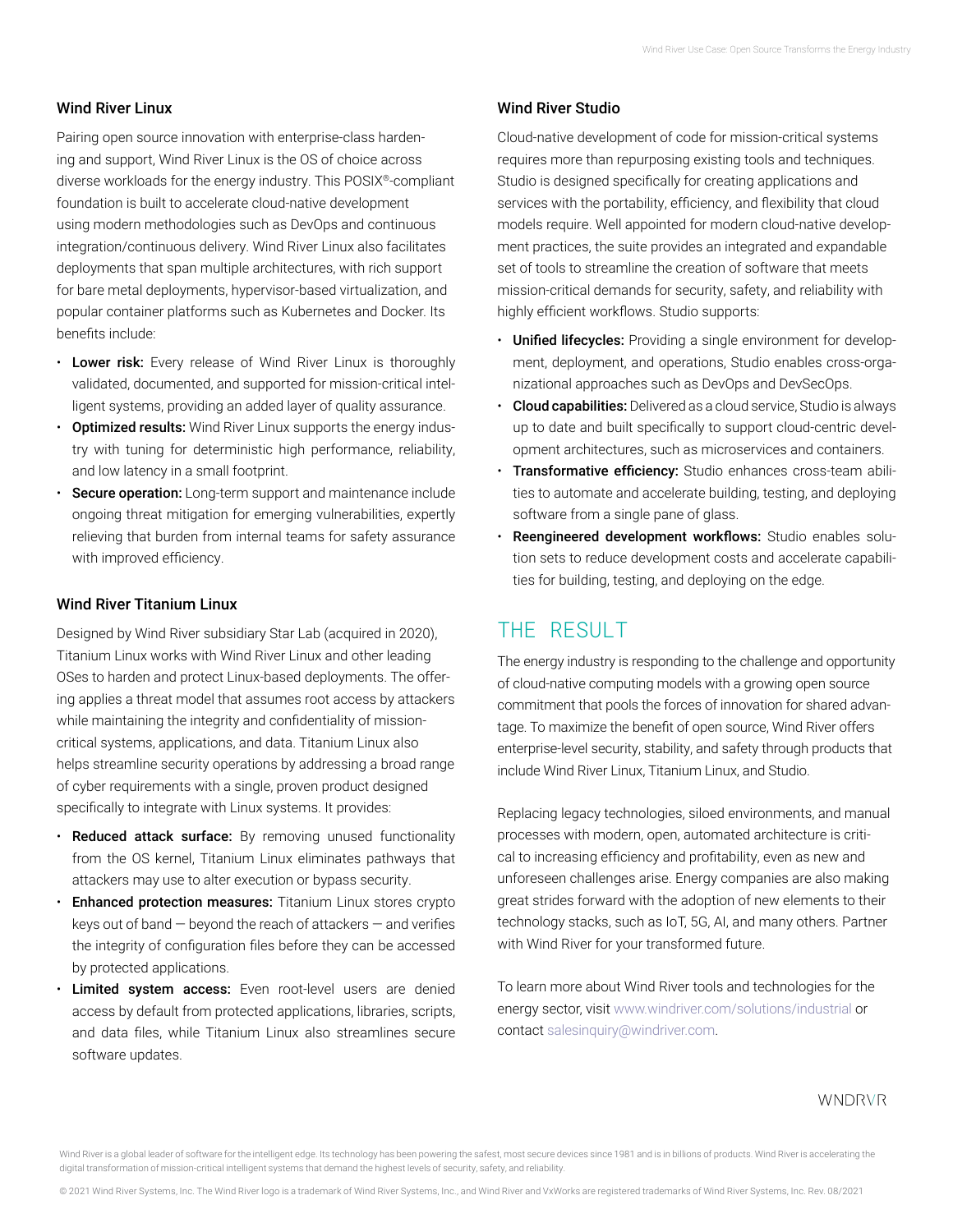### Wind River Linux

Pairing open source innovation with enterprise-class hardening and support, Wind River Linux is the OS of choice across diverse workloads for the energy industry. This POSIX®-compliant foundation is built to accelerate cloud-native development using modern methodologies such as DevOps and continuous integration/continuous delivery. Wind River Linux also facilitates deployments that span multiple architectures, with rich support for bare metal deployments, hypervisor-based virtualization, and popular container platforms such as Kubernetes and Docker. Its benefits include:

- **Lower risk:** Every release of Wind River Linux is thoroughly validated, documented, and supported for mission-critical intelligent systems, providing an added layer of quality assurance.
- **Optimized results:** Wind River Linux supports the energy industry with tuning for deterministic high performance, reliability, and low latency in a small footprint.
- **Secure operation:** Long-term support and maintenance include ongoing threat mitigation for emerging vulnerabilities, expertly relieving that burden from internal teams for safety assurance with improved efficiency.

### Wind River Titanium Linux

Designed by Wind River subsidiary Star Lab (acquired in 2020), Titanium Linux works with Wind River Linux and other leading OSes to harden and protect Linux-based deployments. The offering applies a threat model that assumes root access by attackers while maintaining the integrity and confidentiality of mission-critical systems, applications, and data. Titanium Linux also helps streamline security operations by addressing a broad range of cyber requirements with a single, proven product designed specifically to integrate with Linux systems. It provides:

- **Reduced attack surface:** By removing unused functionality from the OS kernel, Titanium Linux eliminates pathways that attackers may use to alter execution or bypass security.
- **Enhanced protection measures:** Titanium Linux stores crypto keys out of band — beyond the reach of attackers — and verifies the integrity of configuration files before they can be accessed by protected applications.
- **Limited system access:** Even root-level users are denied access by default from protected applications, libraries, scripts, and data files, while Titanium Linux also streamlines secure software updates.

### Wind River Studio

Cloud-native development of code for mission-critical systems requires more than repurposing existing tools and techniques. Studio is designed specifically for creating applications and services with the portability, efficiency, and flexibility that cloud models require. Well appointed for modern cloud-native development practices, the suite provides an integrated and expandable set of tools to streamline the creation of software that meets mission-critical demands for security, safety, and reliability with highly efficient workflows. Studio supports:

- **Unified lifecycles:** Providing a single environment for development, deployment, and operations, Studio enables cross-organizational approaches such as DevOps and DevSecOps.
- **Cloud capabilities:** Delivered as a cloud service, Studio is always up to date and built specifically to support cloud-centric development architectures, such as microservices and containers.
- **Transformative efficiency:** Studio enhances cross-team abilities to automate and accelerate building, testing, and deploying software from a single pane of glass.
- **Reengineered development workflows:** Studio enables solution sets to reduce development costs and accelerate capabilities for building, testing, and deploying on the edge.

## THE RESULT

The energy industry is responding to the challenge and opportunity of cloud-native computing models with a growing open source commitment that pools the forces of innovation for shared advantage. To maximize the benefit of open source, Wind River offers enterprise-level security, stability, and safety through products that include Wind River Linux, Titanium Linux, and Studio.

Replacing legacy technologies, siloed environments, and manual processes with modern, open, automated architecture is critical to increasing efficiency and profitability, even as new and unforeseen challenges arise. Energy companies are also making great strides forward with the adoption of new elements to their technology stacks, such as IoT, 5G, AI, and many others. Partner with Wind River for your transformed future.

To learn more about Wind River tools and technologies for the energy sector, visit www.windriver.com/solutions/industrial or contact salesinquiry@windriver.com.

WNDRVR

Wind River is a global leader of software for the intelligent edge. Its technology has been powering the safest, most secure devices since 1981 and is in billions of products. Wind River is accelerating the digital transformation of mission-critical intelligent systems that demand the highest levels of security, safety, and reliability.

© 2021 Wind River Systems, Inc. The Wind River logo is a trademark of Wind River Systems, Inc., and Wind River and VxWorks are registered trademarks of Wind River Systems, Inc. Rev. 08/2021